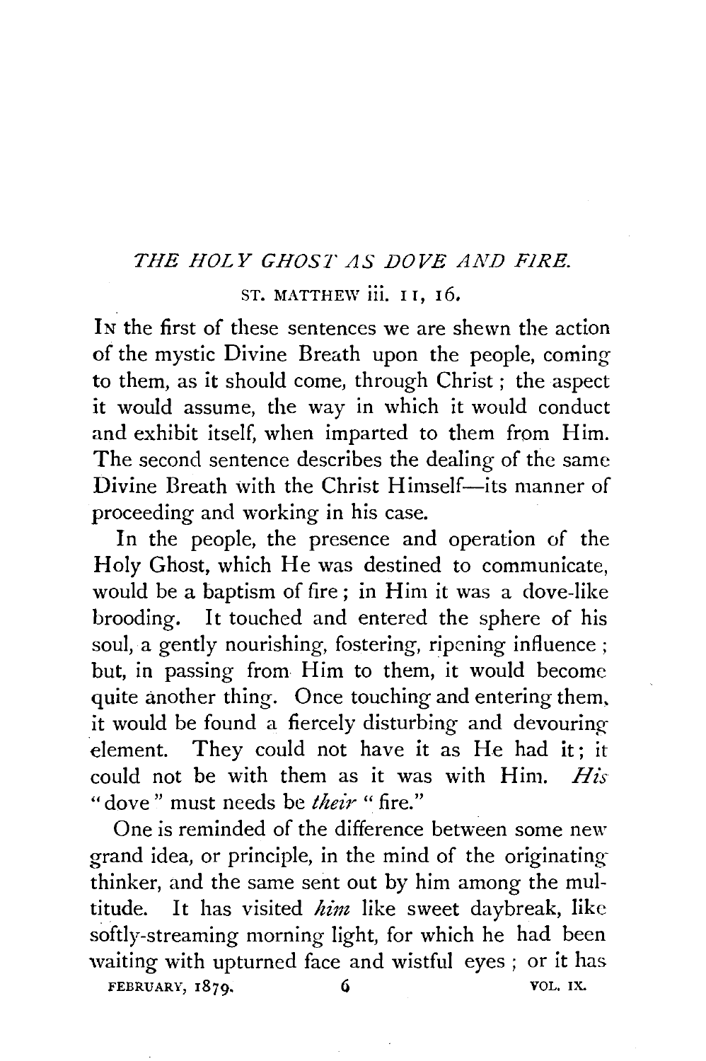## *THE HOLY GHOST AS DOVE AND FIRE.*

ST. MATTHEW iii. 11, 16.

IN the first of these sentences we are shewn the action of the mystic Divine Breath upon the people, coming to them, as it should come, through Christ; the aspect it would assume, the way in which it would conduct and exhibit itself, when imparted to them from Him. The second sentence describes the dealing of the same Divine Breath with the Christ Himself—its manner of proceeding and working in his case.

In the people, the presence and operation of the Holy Ghost, which He was destined to communicate, would be a baptism of fire; in Him it was a dove-like brooding. It touched and entered the sphere of his soul, a gently nourishing, fostering, ripening influence; but, in passing from Him to them, it would become quite another thing. Once touching and entering them, it would be found a fiercely disturbing and devouring element. They could not have it as He had it; it could not be with them as it was with Him. *His* "dove" must needs be *their* "fire."

One is reminded of the difference between some new grand idea, or principle, in the mind of the originating thinker, and the same sent out by him among the multitude. It has visited *him* like sweet daybreak, like softly-streaming morning light, for which he had been waiting with upturned face and wistful eyes; or it has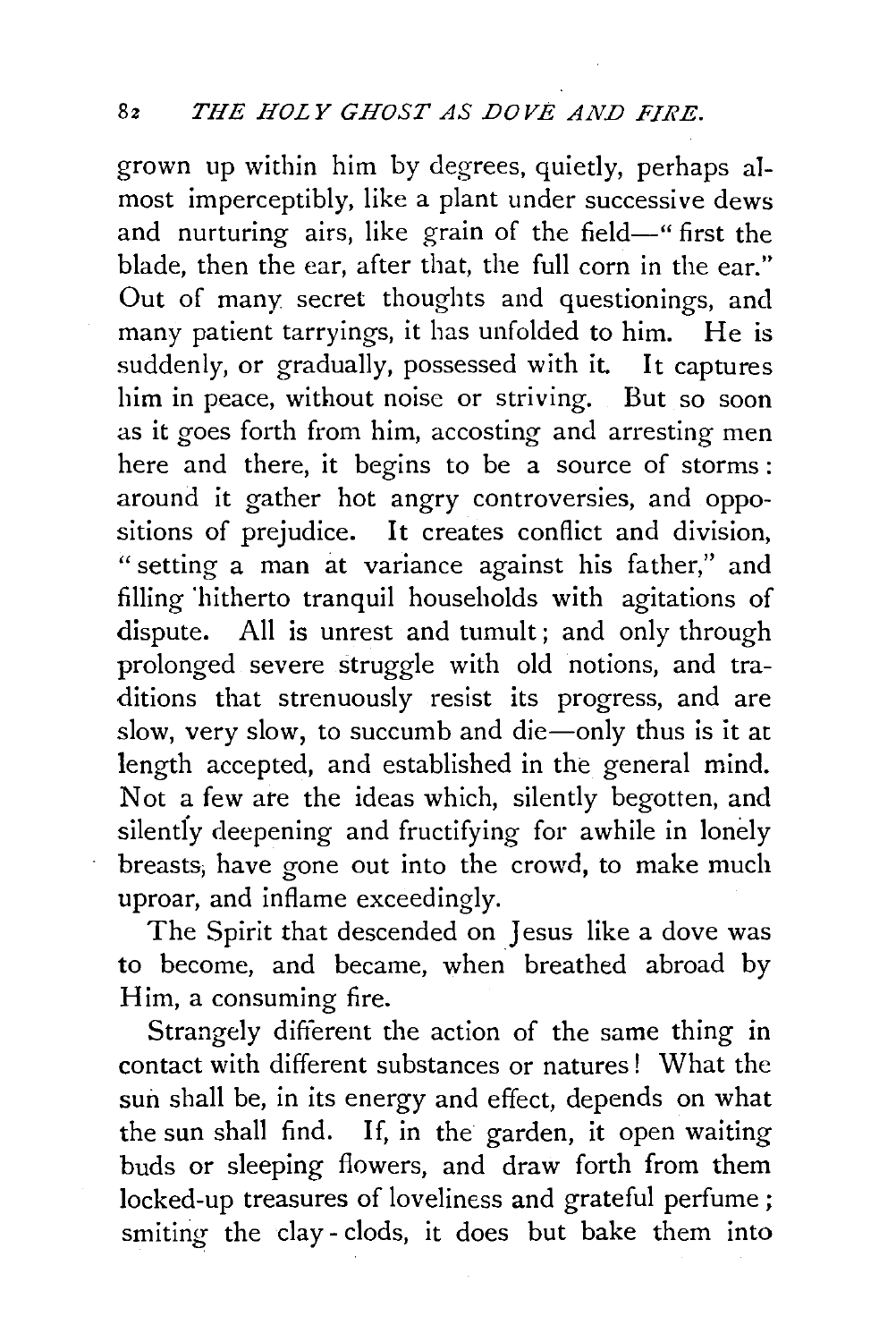grown up within him by degrees, quietly, perhaps almost imperceptibly, like a plant under successive dews and nurturing airs, like grain of the field—"first the blade, then the ear, after that, the full corn in the ear." Out of many secret thoughts and questionings, and many patient tarryings, it has unfolded to him. He is suddenly, or gradually, possessed with it. It captures him in peace, without noise or striving. But so soon as it goes forth from him, accosting and arresting men here and there, it begins to be a source of storms: around it gather hot angry controversies, and oppositions of prejudice. It creates conflict and division, "setting a man at variance against his father," and filling hitherto tranquil households with agitations of dispute. All is unrest and tumult; and only through prolonged severe struggle with old notions, and traditions that strenuously resist its progress, and are slow, very slow, to succumb and die—only thus is it at length accepted, and established in the general mind. Not a few are the ideas which, silently begotten, and silently deepening and fructifying for awhile in lonely breasts, have gone out into the crowd, to make much uproar, and inflame exceedingly.

The Spirit that descended on Jesus like a dove was to become, and became, when breathed abroad by Him, a consuming fire.

Strangely different the action of the same thing in contact with different substances or natures! What the sun shall be, in its energy and effect, depends on what the sun shall find. If, in the garden, it open waiting buds or sleeping flowers, and draw forth from them locked-up treasures of loveliness and grateful perfume; smiting the clay-clods, it does but bake them into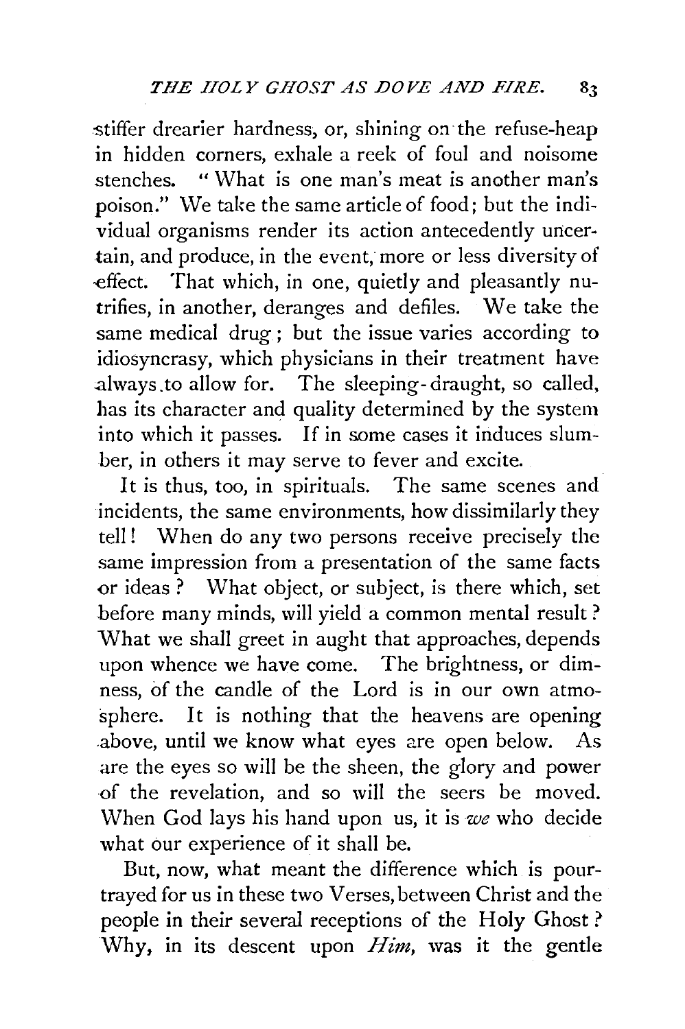stiffer drearier hardness, or, shining on the refuse-heap in hidden corners, exhale a reek of foul and noisome stenches. "What is one man's meat is another man's poison." We take the same article of food; but the individual organisms render its action antecedently uncertain, and produce, in the event, more or less diversity of effect. That which, in one, quietly and pleasantly nutrifies, in another, deranges and defiles. We take the same medical drug; but the issue varies according to idiosyncrasy, which physicians in their treatment have always to allow for. The sleeping-draught, so called, has its character and quality determined by the system into which it passes. If in some cases it induces slumber, in others it may serve to fever and excite.

It is thus, too, in spirituals. The same scenes and incidents, the same environments, how dissimilarly they tell! When do any two persons receive precisely the same impression from a presentation of the same facts or ideas? What object, or subject, is there which, set before many minds, will yield a common mental result? What we shall greet in aught that approaches, depends upon whence we have come. The brightness, or dimness, of the candle of the Lord is in our own atmosphere. It is nothing that the heavens are opening above, until we know what eyes are open below. As are the eyes so will be the sheen, the glory and power of the revelation, and so will the seers be moved. When God lays his hand upon us, it is *we* who decide what our experience of it shall be.

But, now, what meant the difference which is pourtrayed for us in these two Verses, between Christ and the people in their several receptions of the Holy Ghost? Why, in its descent upon *Him*, was it the gentle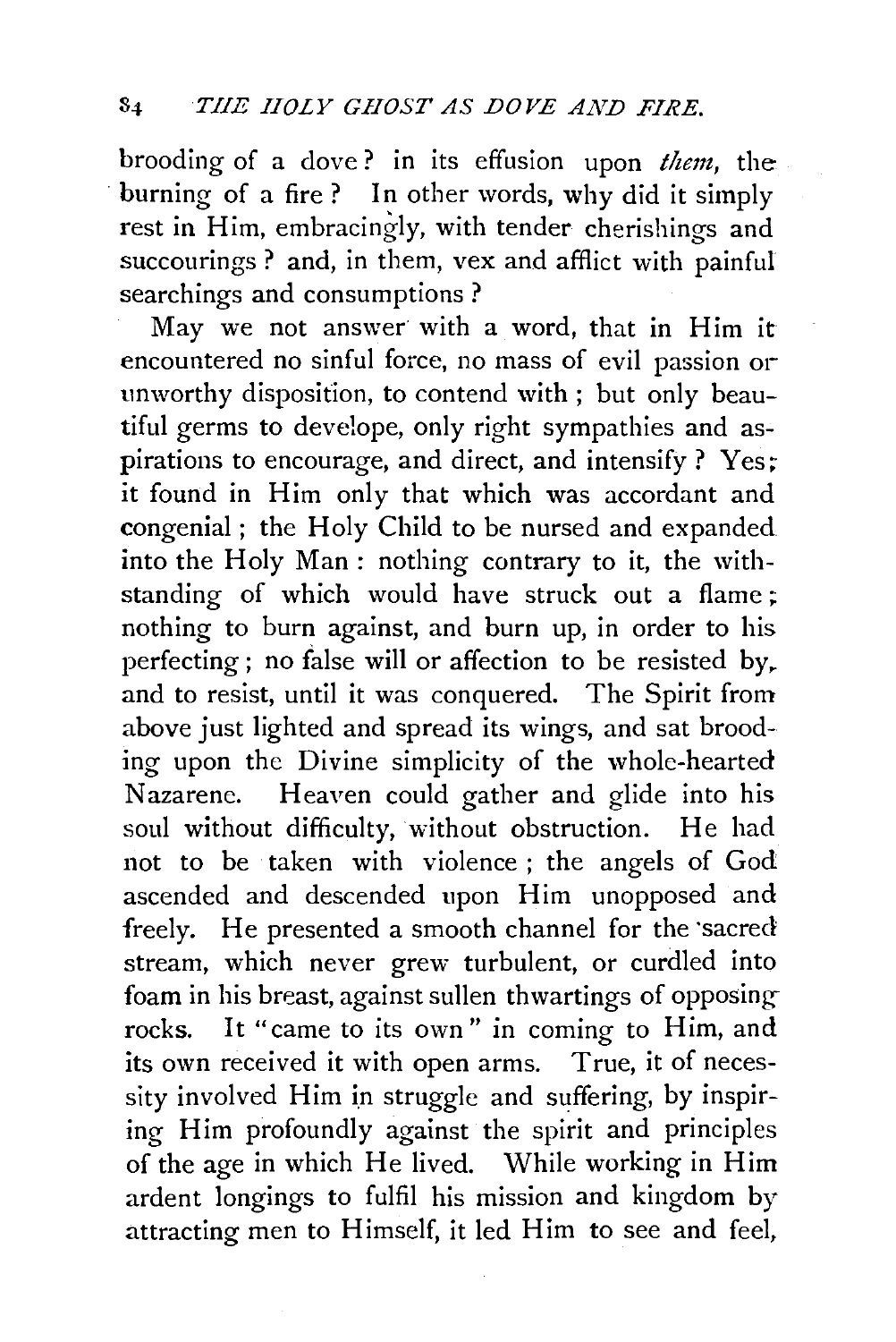brooding of a dove? in its effusion upon *them*, the burning of a fire? In other words, why did it simply rest in Him, embracingly, with tender cherishings and succourings? and, in them, vex and afflict with painful searchings and consumptions?

May we not answer with a word, that in Him it encountered no sinful force, no mass of evil passion or unworthy disposition, to contend with; but only beautiful germs to develope, only right sympathies and aspirations to encourage, and direct, and intensify? Yes; it found in Him only that which was accordant and congenial; the Holy Child to be nursed and expanded into the Holy Man: nothing contrary to it, the withstanding of which would have struck out a flame; nothing to burn against, and burn up, in order to his perfecting; no false will or affection to be resisted by, and to resist, until it was conquered. The Spirit from above just lighted and spread its wings, and sat brooding upon the Divine simplicity of the whole-hearted Nazarene. Heaven could gather and glide into his soul without difficulty, without obstruction. He had not to be taken with violence; the angels of God ascended and descended upon Him unopposed and freely. He presented a smooth channel for the sacred stream, which never grew turbulent, or curdled into foam in his breast, against sullen thwartings of opposing rocks. It "came to its own" in coming to Him, and its own received it with open arms. True, it of necessity involved Him in struggle and suffering, by inspiring Him profoundly against the spirit and principles of the age in which He lived. While working in Him ardent longings to fulfil his mission and kingdom by attracting men to Himself, it led Him to see and feel,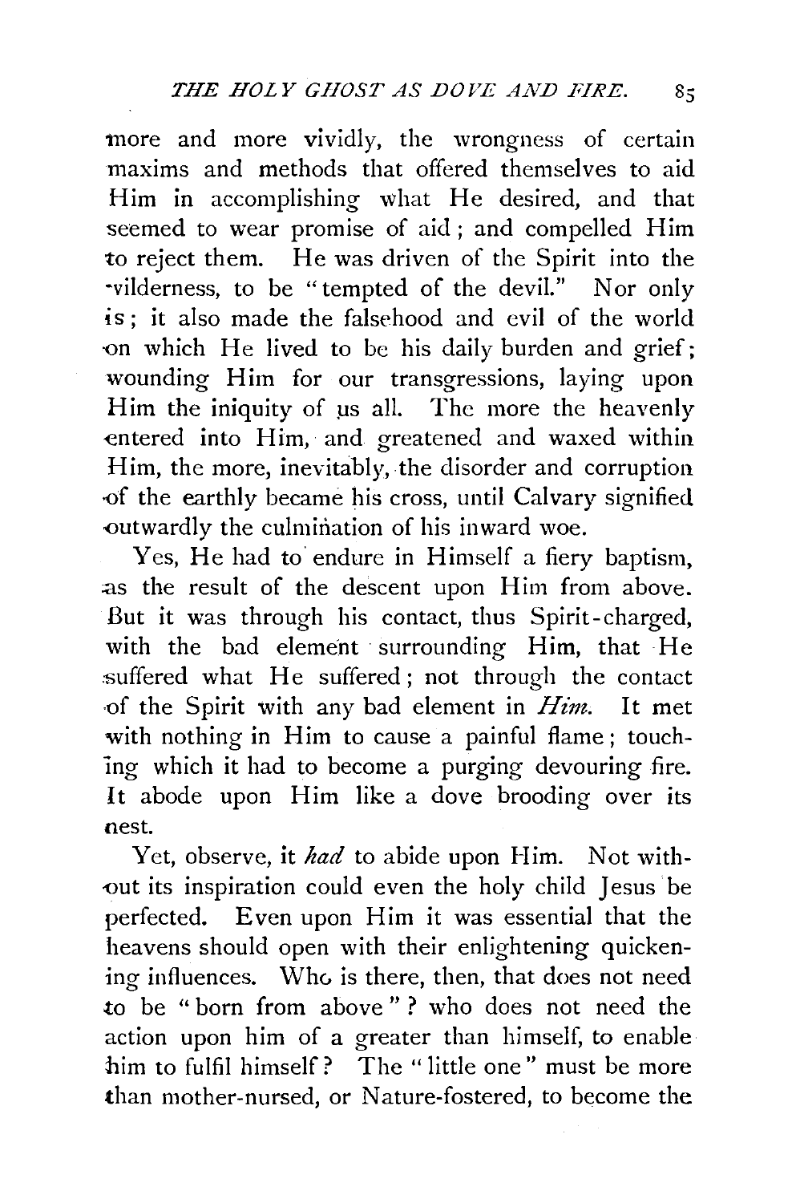more and more vividly, the wrongness of certain maxims and methods that offered themselves to aid Him in accomplishing what He desired, and that seemed to wear promise of aid; and compelled Him to reject them. He was driven of the Spirit into the wilderness, to be "tempted of the devil." Nor only is; it also made the falsehood and evil of the world on which He lived to be his daily burden and grief; wounding Him for our transgressions, laying upon Him the iniquity of us all. The more the heavenly entered into Him, and greatened and waxed within Him, the more, inevitably, the disorder and corruption of the earthly became his cross, until Calvary signified outwardly the culmination of his inward woe.

Yes, He had to endure in Himself a fiery baptism, as the result of the descent upon Him from above. But it was through his contact, thus Spirit-charged, with the bad element surrounding Him, that He suffered what He suffered; not through the contact of the Spirit with any bad element in *Him*. It met with nothing in Him to cause a painful flame; touching which it had to become a purging devouring fire. It abode upon Him like a dove brooding over its nest.

Yet, observe, it *had* to abide upon Him. Not without its inspiration could even the holy child Jesus be perfected. Even upon Him it was essential that the heavens should open with their enlightening quickening influences. Who is there, then, that does not need to be "born from above"? who does not need the action upon him of a greater than himself, to enable him to fulfil himself? The "little one" must be more than mother-nursed, or Nature-fostered, to become the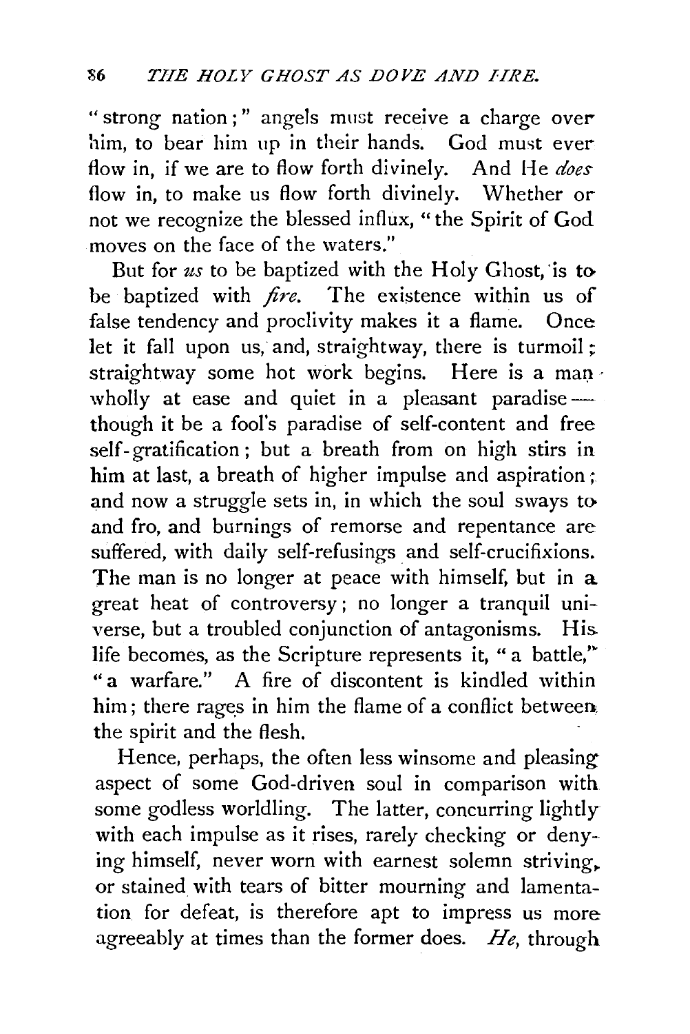"strong nation;" angels must receive a charge over him, to bear him up in their hands. God must ever flow in, if we are to flow forth divinely. And He *does* flow in, to make us flow forth divinely. Whether or not we recognize the blessed influx, "the Spirit of God moves on the face of the waters."

But for *us* to be baptized with the Holy Ghost, is to be baptized with *fire*. The existence within us of false tendency and proclivity makes it a flame. Once let it fall upon us, and, straightway, there is turmoil; straightway some hot work begins. Here is a man wholly at ease and quiet in a pleasant paradise—though it be a fool's paradise of self-content and free self-gratification; but a breath from on high stirs in him at last, a breath of higher impulse and aspiration; and now a struggle sets in, in which the soul sways to and fro, and burnings of remorse and repentance are suffered, with daily self-refusings and self-crucifixions. The man is no longer at peace with himself, but in a great heat of controversy; no longer a tranquil universe, but a troubled conjunction of antagonisms. His life becomes, as the Scripture represents it, "a battle," "a warfare." A fire of discontent is kindled within him; there rages in him the flame of a conflict between the spirit and the flesh.

Hence, perhaps, the often less winsome and pleasing aspect of some God-driven soul in comparison with some godless worldling. The latter, concurring lightly with each impulse as it rises, rarely checking or denying himself, never worn with earnest solemn striving, or stained with tears of bitter mourning and lamentation for defeat, is therefore apt to impress us more agreeably at times than the former does. *He*, through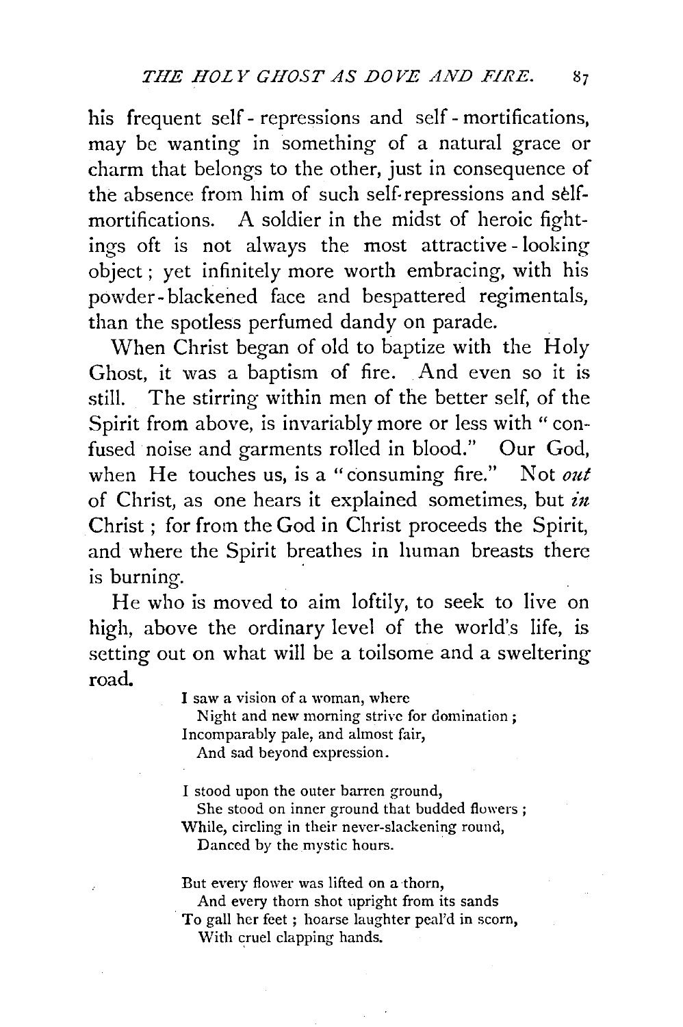his frequent self-repressions and self-mortifications, may be wanting in something of a natural grace or charm that belongs to the other, just in consequence of the absence from him of such self-repressions and self-mortifications. A soldier in the midst of heroic fightings oft is not always the most attractive-looking object; yet infinitely more worth embracing, with his powder-blackened face and bespattered regimentals, than the spotless perfumed dandy on parade.

When Christ began of old to baptize with the Holy Ghost, it was a baptism of fire. And even so it is still. The stirring within men of the better self, of the Spirit from above, is invariably more or less with "confused noise and garments rolled in blood." Our God, when He touches us, is a "consuming fire." Not *out* of Christ, as one hears it explained sometimes, but *in* Christ; for from the God in Christ proceeds the Spirit, and where the Spirit breathes in human breasts there is burning.

He who is moved to aim loftily, to seek to live on high, above the ordinary level of the world's life, is setting out on what will be a toilsome and a sweltering road.

> I saw a vision of a woman, where
> Night and new morning strive for domination;
> Incomparably pale, and almost fair,
> And sad beyond expression.
>
> I stood upon the outer barren ground,
> She stood on inner ground that budded flowers;
> While, circling in their never-slackening round,
> Danced by the mystic hours.
>
> But every flower was lifted on a thorn,
> And every thorn shot upright from its sands
> To gall her feet; hoarse laughter peal'd in scorn,
> With cruel clapping hands.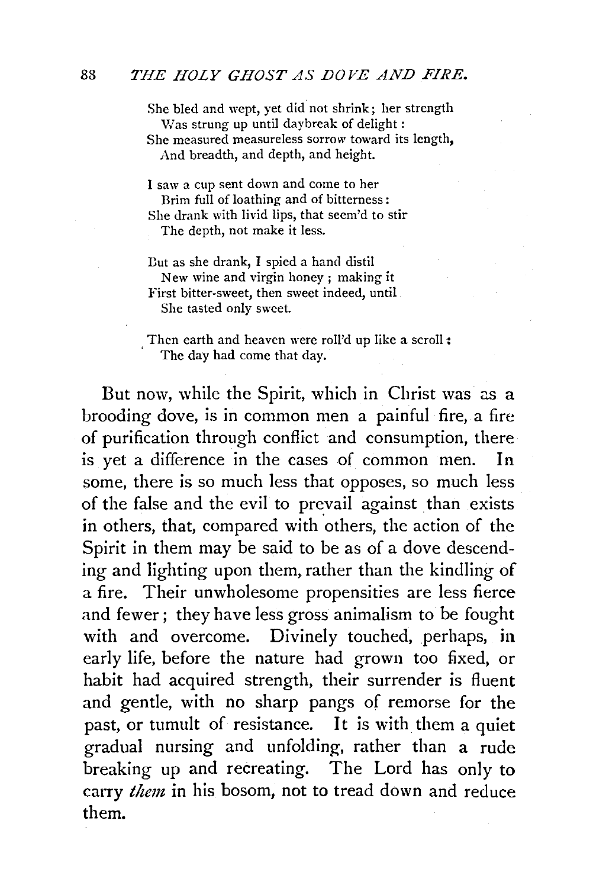She bled and wept, yet did not shrink; her strength
  Was strung up until daybreak of delight:
She measured measureless sorrow toward its length,
  And breadth, and depth, and height.

I saw a cup sent down and come to her
  Brim full of loathing and of bitterness:
She drank with livid lips, that seem'd to stir
  The depth, not make it less.

But as she drank, I spied a hand distil
  New wine and virgin honey; making it
First bitter-sweet, then sweet indeed, until
  She tasted only sweet.

Then earth and heaven were roll'd up like a scroll:
  The day had come that day.

But now, while the Spirit, which in Christ was as a brooding dove, is in common men a painful fire, a fire of purification through conflict and consumption, there is yet a difference in the cases of common men. In some, there is so much less that opposes, so much less of the false and the evil to prevail against than exists in others, that, compared with others, the action of the Spirit in them may be said to be as of a dove descending and lighting upon them, rather than the kindling of a fire. Their unwholesome propensities are less fierce and fewer; they have less gross animalism to be fought with and overcome. Divinely touched, perhaps, in early life, before the nature had grown too fixed, or habit had acquired strength, their surrender is fluent and gentle, with no sharp pangs of remorse for the past, or tumult of resistance. It is with them a quiet gradual nursing and unfolding, rather than a rude breaking up and recreating. The Lord has only to carry *them* in his bosom, not to tread down and reduce them.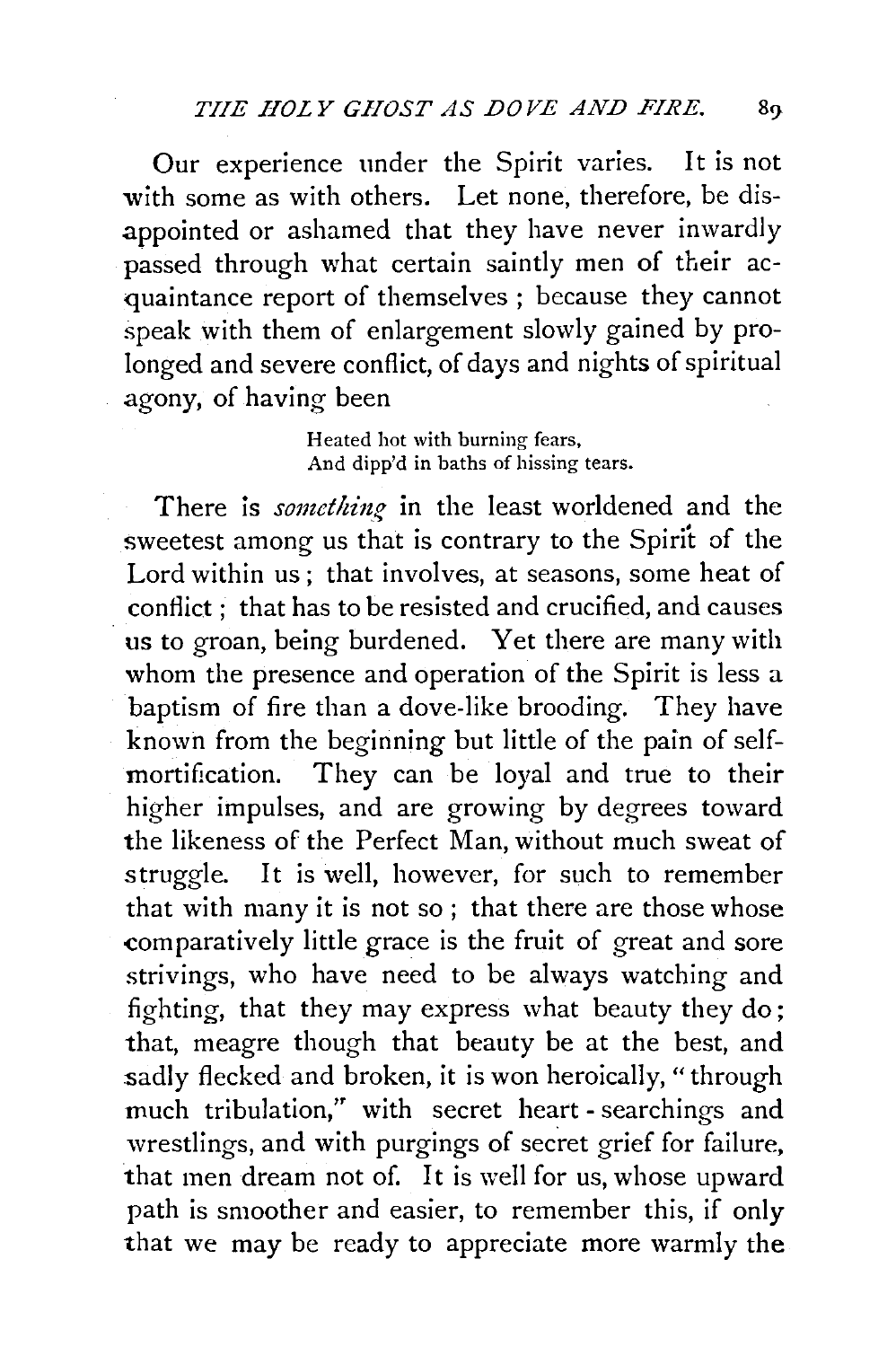Our experience under the Spirit varies. It is not with some as with others. Let none, therefore, be disappointed or ashamed that they have never inwardly passed through what certain saintly men of their acquaintance report of themselves; because they cannot speak with them of enlargement slowly gained by prolonged and severe conflict, of days and nights of spiritual agony, of having been

> Heated hot with burning fears,
> And dipp'd in baths of hissing tears.

There is *something* in the least worldened and the sweetest among us that is contrary to the Spirit of the Lord within us; that involves, at seasons, some heat of conflict; that has to be resisted and crucified, and causes us to groan, being burdened. Yet there are many with whom the presence and operation of the Spirit is less a baptism of fire than a dove-like brooding. They have known from the beginning but little of the pain of self-mortification. They can be loyal and true to their higher impulses, and are growing by degrees toward the likeness of the Perfect Man, without much sweat of struggle. It is well, however, for such to remember that with many it is not so; that there are those whose comparatively little grace is the fruit of great and sore strivings, who have need to be always watching and fighting, that they may express what beauty they do; that, meagre though that beauty be at the best, and sadly flecked and broken, it is won heroically, "through much tribulation," with secret heart-searchings and wrestlings, and with purgings of secret grief for failure, that men dream not of. It is well for us, whose upward path is smoother and easier, to remember this, if only that we may be ready to appreciate more warmly the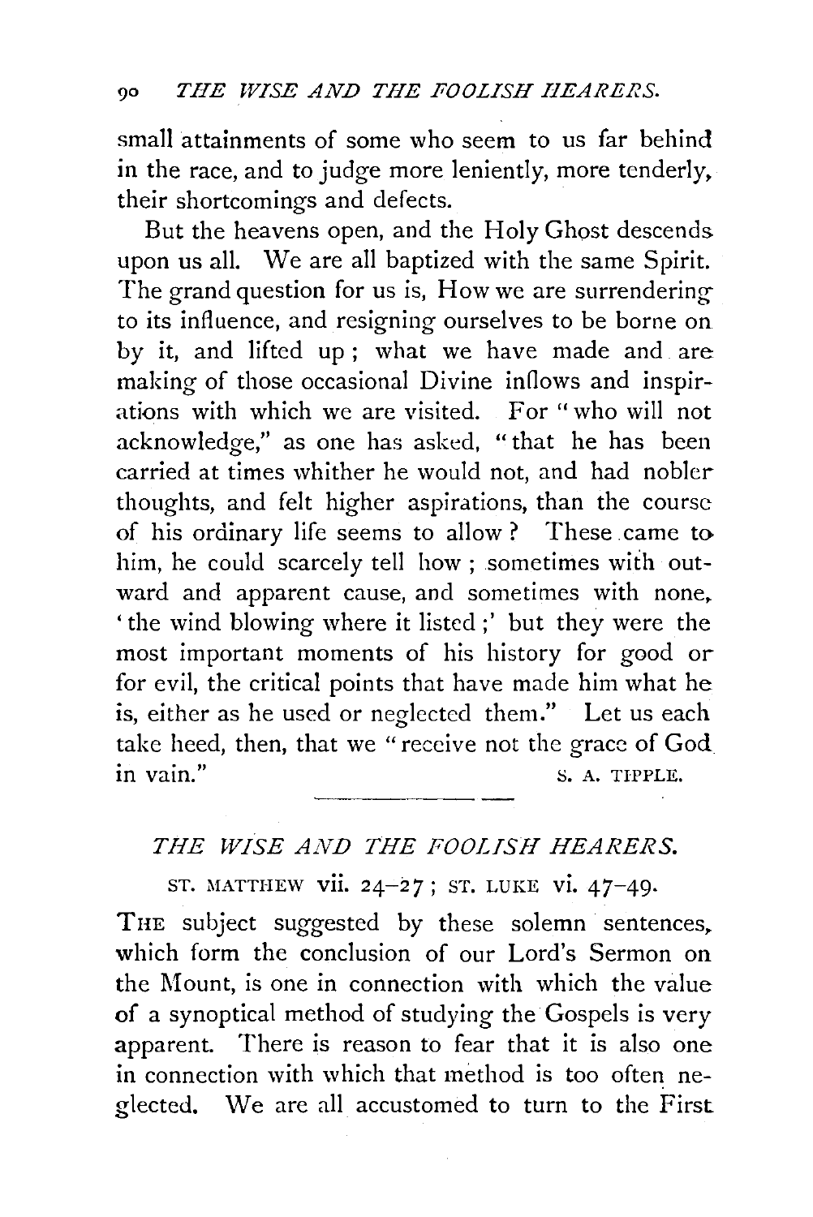small attainments of some who seem to us far behind in the race, and to judge more leniently, more tenderly, their shortcomings and defects.

But the heavens open, and the Holy Ghost descends upon us all. We are all baptized with the same Spirit. The grand question for us is, How we are surrendering to its influence, and resigning ourselves to be borne on by it, and lifted up; what we have made and are making of those occasional Divine inflows and inspirations with which we are visited. For "who will not acknowledge," as one has asked, "that he has been carried at times whither he would not, and had nobler thoughts, and felt higher aspirations, than the course of his ordinary life seems to allow? These came to him, he could scarcely tell how; sometimes with outward and apparent cause, and sometimes with none, 'the wind blowing where it listed;' but they were the most important moments of his history for good or for evil, the critical points that have made him what he is, either as he used or neglected them." Let us each take heed, then, that we "receive not the grace of God in vain."

S. A. TIPPLE.

---

## *THE WISE AND THE FOOLISH HEARERS.*

ST. MATTHEW vii. 24–27; ST. LUKE vi. 47–49.

THE subject suggested by these solemn sentences, which form the conclusion of our Lord's Sermon on the Mount, is one in connection with which the value of a synoptical method of studying the Gospels is very apparent. There is reason to fear that it is also one in connection with which that method is too often neglected. We are all accustomed to turn to the First